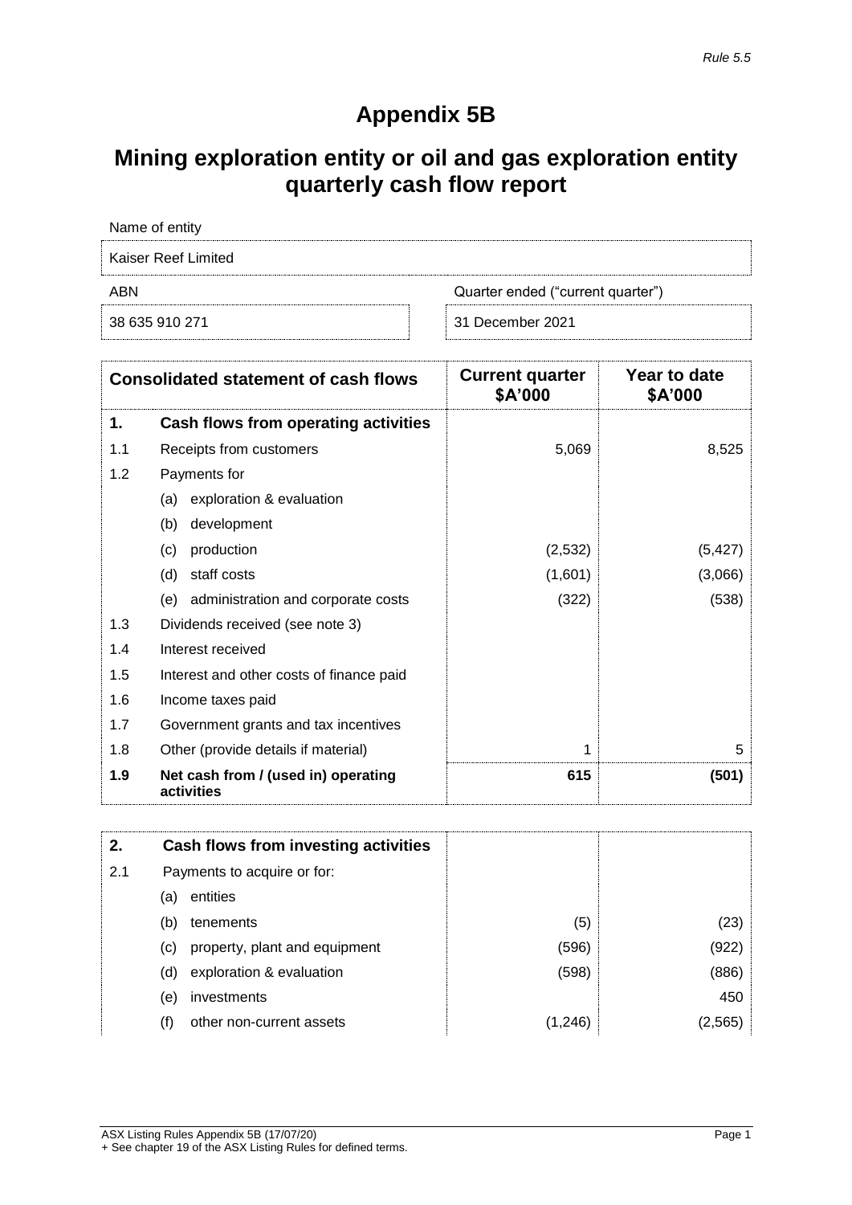*Rule 5.5*

# Appendix 5B

## Mining exploration entity or oil and gas exploration entity quarterly cash flow report

| Name of entity | |
|---|---|
| Kaiser Reef Limited | |
| **ABN** | **Quarter ended ("current quarter")** |
| 38 635 910 271 | 31 December 2021 |

| | **Consolidated statement of cash flows** | **Current quarter $A'000** | **Year to date $A'000** |
|---|---|---|---|
| **1.** | **Cash flows from operating activities** | | |
| 1.1 | Receipts from customers | 5,069 | 8,525 |
| 1.2 | Payments for | | |
| | (a) exploration & evaluation | | |
| | (b) development | | |
| | (c) production | (2,532) | (5,427) |
| | (d) staff costs | (1,601) | (3,066) |
| | (e) administration and corporate costs | (322) | (538) |
| 1.3 | Dividends received (see note 3) | | |
| 1.4 | Interest received | | |
| 1.5 | Interest and other costs of finance paid | | |
| 1.6 | Income taxes paid | | |
| 1.7 | Government grants and tax incentives | | |
| 1.8 | Other (provide details if material) | 1 | 5 |
| **1.9** | **Net cash from / (used in) operating activities** | **615** | **(501)** |

| | | | |
|---|---|---|---|
| **2.** | **Cash flows from investing activities** | | |
| 2.1 | Payments to acquire or for: | | |
| | (a) entities | | |
| | (b) tenements | (5) | (23) |
| | (c) property, plant and equipment | (596) | (922) |
| | (d) exploration & evaluation | (598) | (886) |
| | (e) investments | | 450 |
| | (f) other non-current assets | (1,246) | (2,565) |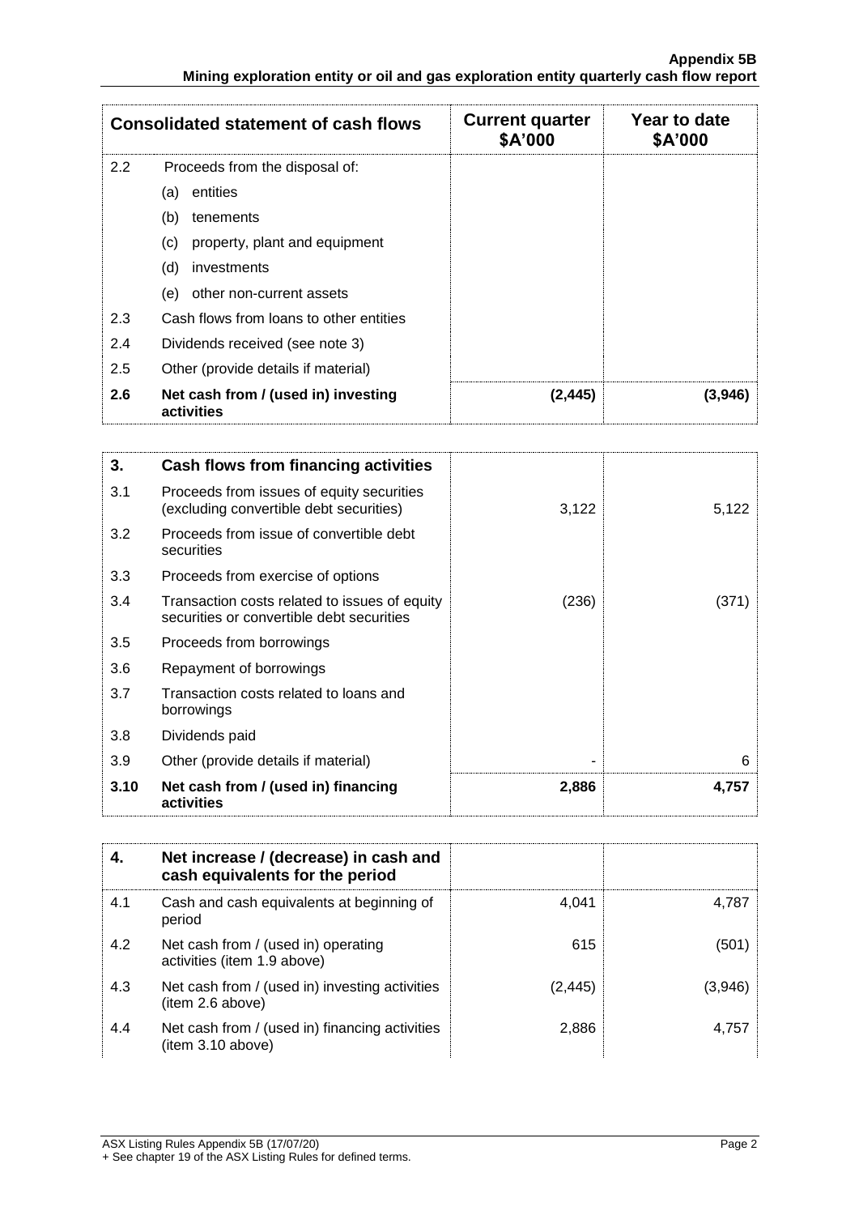| Consolidated statement of cash flows | | Current quarter \$A'000 | Year to date \$A'000 |
|---|---|---|---|
| 2.2 | Proceeds from the disposal of: | | |
| | (a) entities | | |
| | (b) tenements | | |
| | (c) property, plant and equipment | | |
| | (d) investments | | |
| | (e) other non-current assets | | |
| 2.3 | Cash flows from loans to other entities | | |
| 2.4 | Dividends received (see note 3) | | |
| 2.5 | Other (provide details if material) | | |
| **2.6** | **Net cash from / (used in) investing activities** | **(2,445)** | **(3,946)** |

| 3. | Cash flows from financing activities | | |
|---|---|---|---|
| 3.1 | Proceeds from issues of equity securities (excluding convertible debt securities) | 3,122 | 5,122 |
| 3.2 | Proceeds from issue of convertible debt securities | | |
| 3.3 | Proceeds from exercise of options | | |
| 3.4 | Transaction costs related to issues of equity securities or convertible debt securities | (236) | (371) |
| 3.5 | Proceeds from borrowings | | |
| 3.6 | Repayment of borrowings | | |
| 3.7 | Transaction costs related to loans and borrowings | | |
| 3.8 | Dividends paid | | |
| 3.9 | Other (provide details if material) | - | 6 |
| **3.10** | **Net cash from / (used in) financing activities** | **2,886** | **4,757** |

| 4. | Net increase / (decrease) in cash and cash equivalents for the period | | |
|---|---|---|---|
| 4.1 | Cash and cash equivalents at beginning of period | 4,041 | 4,787 |
| 4.2 | Net cash from / (used in) operating activities (item 1.9 above) | 615 | (501) |
| 4.3 | Net cash from / (used in) investing activities (item 2.6 above) | (2,445) | (3,946) |
| 4.4 | Net cash from / (used in) financing activities (item 3.10 above) | 2,886 | 4,757 |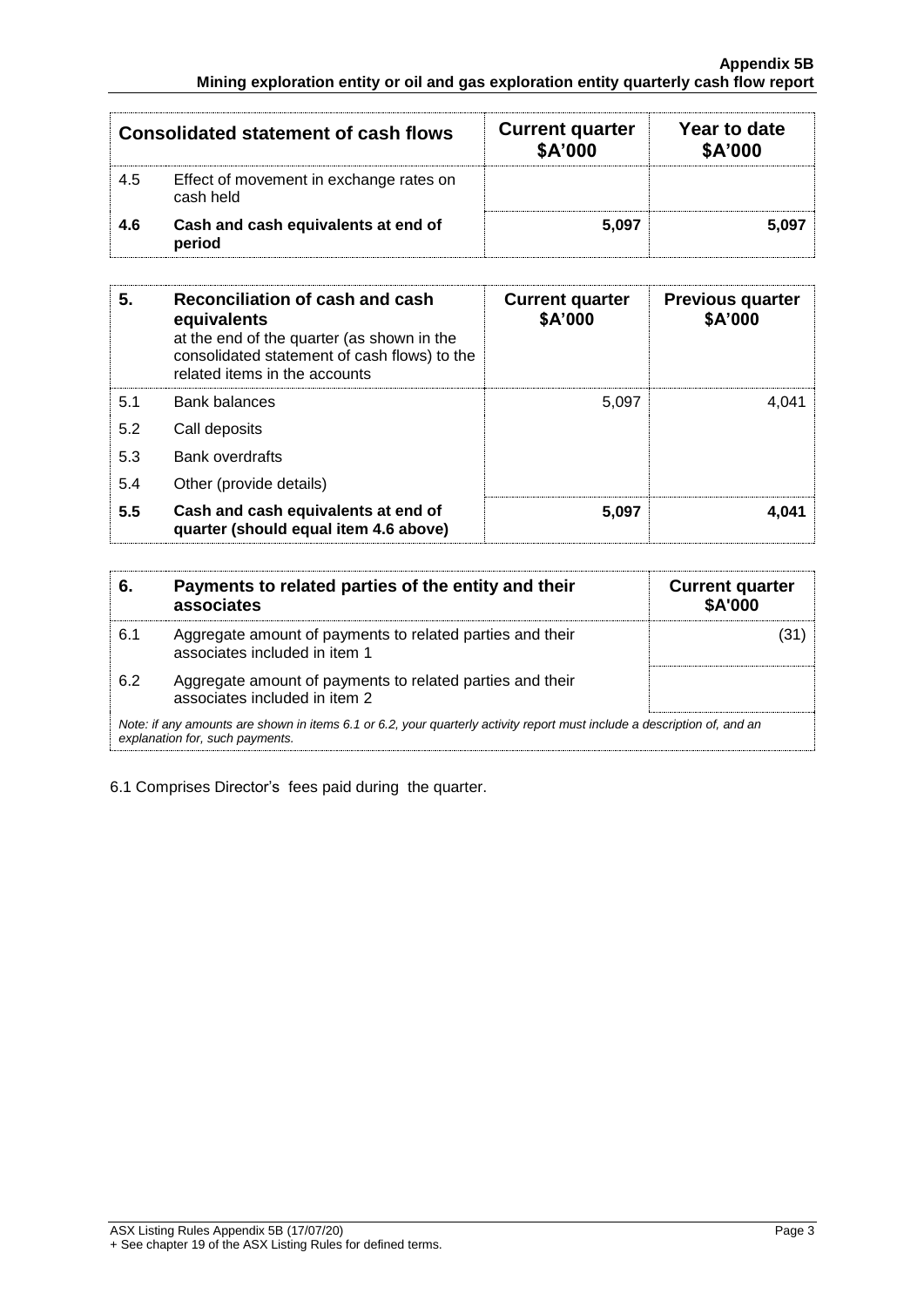| Consolidated statement of cash flows | | Current quarter $A'000 | Year to date $A'000 |
|---|---|---|---|
| 4.5 | Effect of movement in exchange rates on cash held | | |
| **4.6** | **Cash and cash equivalents at end of period** | **5,097** | **5,097** |

| **5.** | **Reconciliation of cash and cash equivalents** at the end of the quarter (as shown in the consolidated statement of cash flows) to the related items in the accounts | **Current quarter $A'000** | **Previous quarter $A'000** |
|---|---|---|---|
| 5.1 | Bank balances | 5,097 | 4,041 |
| 5.2 | Call deposits | | |
| 5.3 | Bank overdrafts | | |
| 5.4 | Other (provide details) | | |
| **5.5** | **Cash and cash equivalents at end of quarter (should equal item 4.6 above)** | **5,097** | **4,041** |

| **6.** | **Payments to related parties of the entity and their associates** | **Current quarter $A'000** |
|---|---|---|
| 6.1 | Aggregate amount of payments to related parties and their associates included in item 1 | (31) |
| 6.2 | Aggregate amount of payments to related parties and their associates included in item 2 | |

*Note: if any amounts are shown in items 6.1 or 6.2, your quarterly activity report must include a description of, and an explanation for, such payments.*

6.1 Comprises Director's fees paid during the quarter.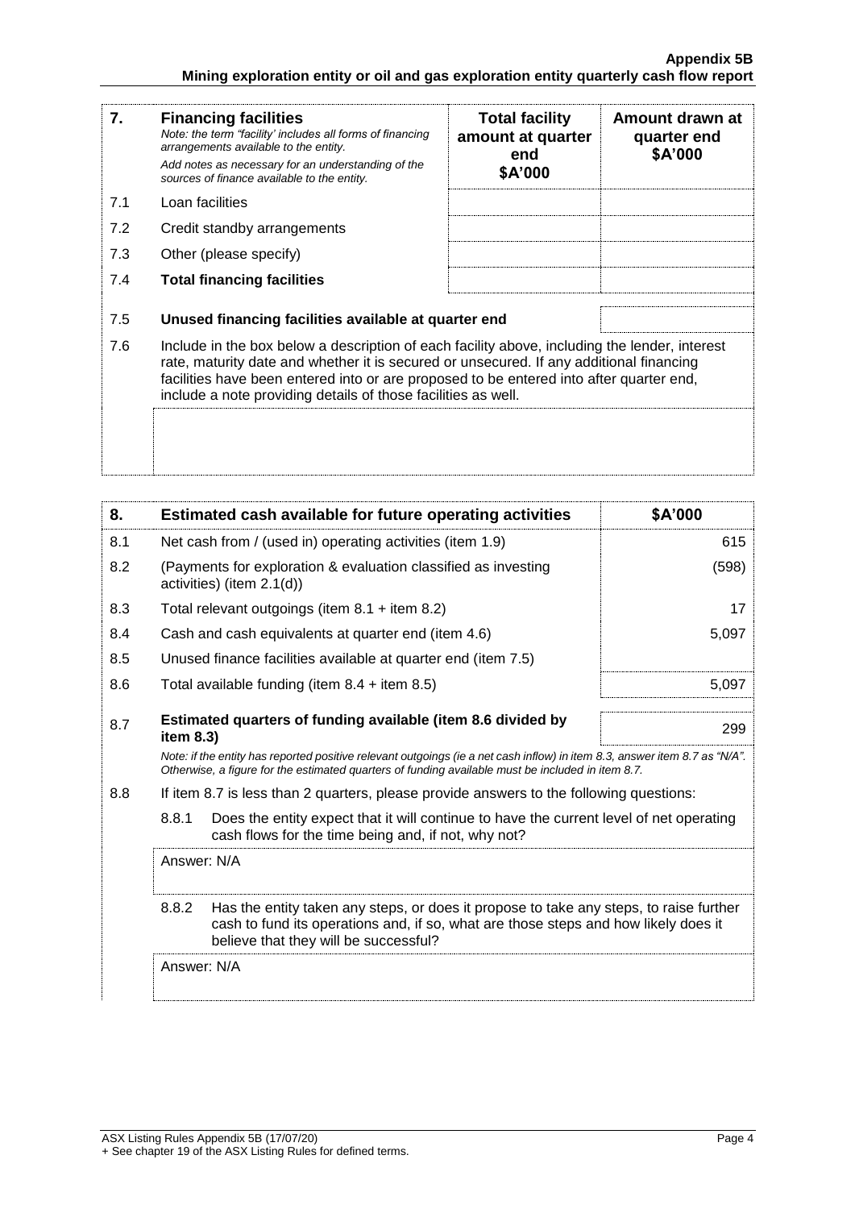| 7. | **Financing facilities**<br>*Note: the term "facility' includes all forms of financing arrangements available to the entity.*<br>*Add notes as necessary for an understanding of the sources of finance available to the entity.* | **Total facility amount at quarter end \$A'000** | **Amount drawn at quarter end \$A'000** |
|---|---|---|---|
| 7.1 | Loan facilities | | |
| 7.2 | Credit standby arrangements | | |
| 7.3 | Other (please specify) | | |
| 7.4 | **Total financing facilities** | | |

| | | |
|---|---|---|
| 7.5 | **Unused financing facilities available at quarter end** | |

7.6 Include in the box below a description of each facility above, including the lender, interest rate, maturity date and whether it is secured or unsecured. If any additional financing facilities have been entered into or are proposed to be entered into after quarter end, include a note providing details of those facilities as well.

| 8. | **Estimated cash available for future operating activities** | **\$A'000** |
|---|---|---|
| 8.1 | Net cash from / (used in) operating activities (item 1.9) | 615 |
| 8.2 | (Payments for exploration & evaluation classified as investing activities) (item 2.1(d)) | (598) |
| 8.3 | Total relevant outgoings (item 8.1 + item 8.2) | 17 |
| 8.4 | Cash and cash equivalents at quarter end (item 4.6) | 5,097 |
| 8.5 | Unused finance facilities available at quarter end (item 7.5) | |
| 8.6 | Total available funding (item 8.4 + item 8.5) | 5,097 |
| 8.7 | **Estimated quarters of funding available (item 8.6 divided by item 8.3)** | 299 |

*Note: if the entity has reported positive relevant outgoings (ie a net cash inflow) in item 8.3, answer item 8.7 as "N/A". Otherwise, a figure for the estimated quarters of funding available must be included in item 8.7.*

8.8 If item 8.7 is less than 2 quarters, please provide answers to the following questions:

8.8.1 Does the entity expect that it will continue to have the current level of net operating cash flows for the time being and, if not, why not?

Answer: N/A

8.8.2 Has the entity taken any steps, or does it propose to take any steps, to raise further cash to fund its operations and, if so, what are those steps and how likely does it believe that they will be successful?

Answer: N/A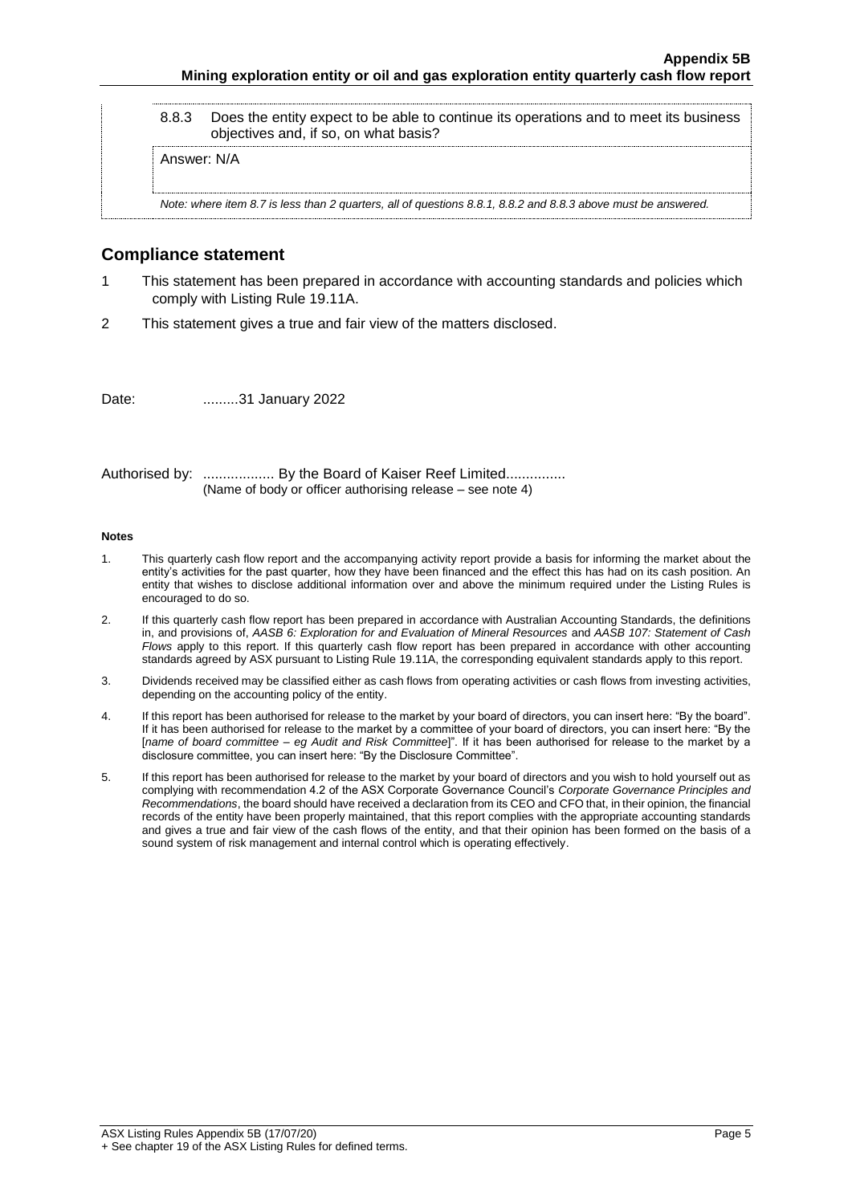| | |
|---|---|
| 8.8.3 | Does the entity expect to be able to continue its operations and to meet its business objectives and, if so, on what basis? |
| Answer: N/A | |
| *Note: where item 8.7 is less than 2 quarters, all of questions 8.8.1, 8.8.2 and 8.8.3 above must be answered.* | |

## Compliance statement

1 This statement has been prepared in accordance with accounting standards and policies which comply with Listing Rule 19.11A.

2 This statement gives a true and fair view of the matters disclosed.

Date: .........31 January 2022

Authorised by: .................. By the Board of Kaiser Reef Limited...............
(Name of body or officer authorising release – see note 4)

**Notes**

1. This quarterly cash flow report and the accompanying activity report provide a basis for informing the market about the entity's activities for the past quarter, how they have been financed and the effect this has had on its cash position. An entity that wishes to disclose additional information over and above the minimum required under the Listing Rules is encouraged to do so.
2. If this quarterly cash flow report has been prepared in accordance with Australian Accounting Standards, the definitions in, and provisions of, *AASB 6: Exploration for and Evaluation of Mineral Resources* and *AASB 107: Statement of Cash Flows* apply to this report. If this quarterly cash flow report has been prepared in accordance with other accounting standards agreed by ASX pursuant to Listing Rule 19.11A, the corresponding equivalent standards apply to this report.
3. Dividends received may be classified either as cash flows from operating activities or cash flows from investing activities, depending on the accounting policy of the entity.
4. If this report has been authorised for release to the market by your board of directors, you can insert here: "By the board". If it has been authorised for release to the market by a committee of your board of directors, you can insert here: "By the [*name of board committee – eg Audit and Risk Committee*]". If it has been authorised for release to the market by a disclosure committee, you can insert here: "By the Disclosure Committee".
5. If this report has been authorised for release to the market by your board of directors and you wish to hold yourself out as complying with recommendation 4.2 of the ASX Corporate Governance Council's *Corporate Governance Principles and Recommendations*, the board should have received a declaration from its CEO and CFO that, in their opinion, the financial records of the entity have been properly maintained, that this report complies with the appropriate accounting standards and gives a true and fair view of the cash flows of the entity, and that their opinion has been formed on the basis of a sound system of risk management and internal control which is operating effectively.